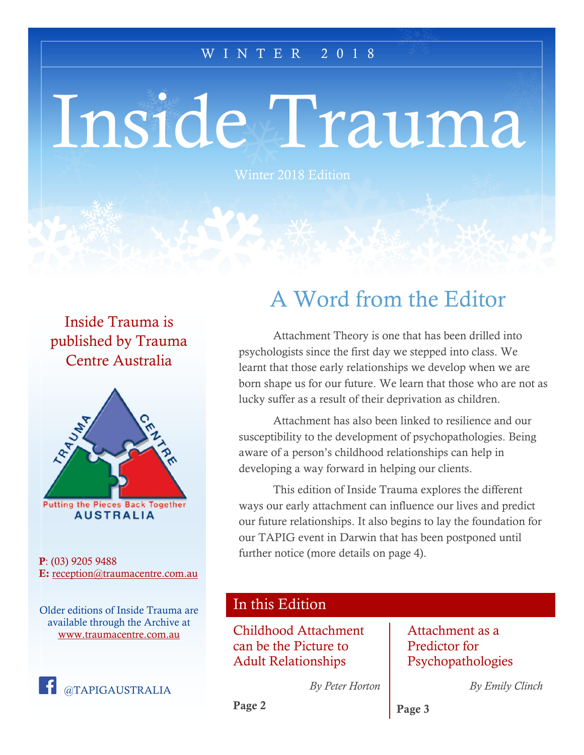WINTER 2018

# Inside Trauma

Winter 2018 Edition

## A Word from the Editor

Attachment Theory is one that has been drilled into psychologists since the first day we stepped into class. We learnt that those early relationships we develop when we are born shape us for our future. We learn that those who are not as lucky suffer as a result of their deprivation as children.

Attachment has also been linked to resilience and our susceptibility to the development of psychopathologies. Being aware of a person's childhood relationships can help in developing a way forward in helping our clients.

This edition of Inside Trauma explores the different ways our early attachment can influence our lives and predict our future relationships. It also begins to lay the foundation for our TAPIG event in Darwin that has been postponed until further notice (more details on page 4).

Inside Trauma is published by Trauma Centre Australia

TRAUMA CENTRE
Putting the Pieces Back Together
AUSTRALIA

**P**: (03) 9205 9488
**E:** reception@traumacentre.com.au

Older editions of Inside Trauma are available through the Archive at www.traumacentre.com.au

@TAPIGAUSTRALIA

## In this Edition

**Childhood Attachment can be the Picture to Adult Relationships**

*By Peter Horton*

**Page 2**

**Attachment as a Predictor for Psychopathologies**

*By Emily Clinch*

**Page 3**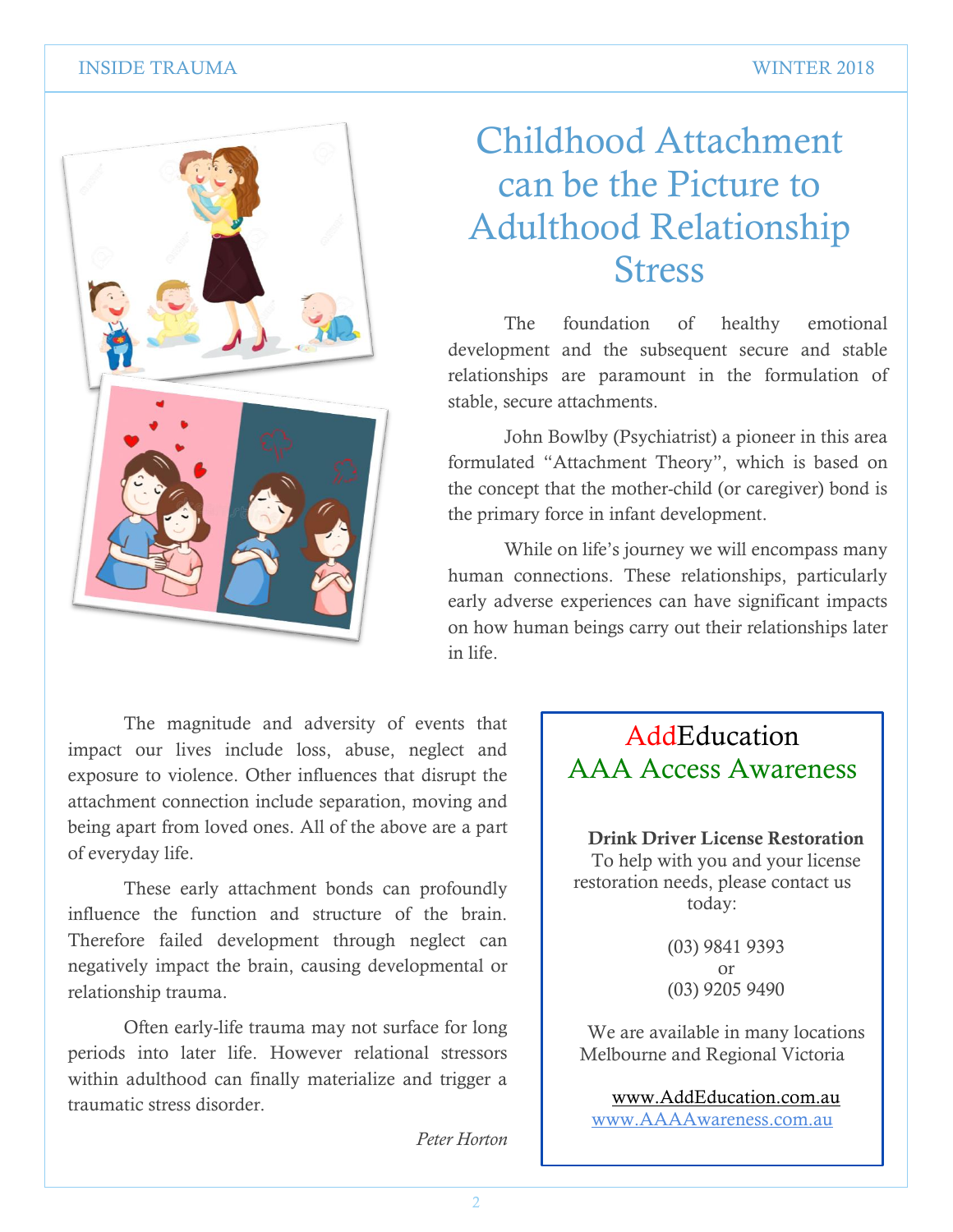# Childhood Attachment can be the Picture to Adulthood Relationship Stress

The foundation of healthy emotional development and the subsequent secure and stable relationships are paramount in the formulation of stable, secure attachments.

John Bowlby (Psychiatrist) a pioneer in this area formulated "Attachment Theory", which is based on the concept that the mother-child (or caregiver) bond is the primary force in infant development.

While on life's journey we will encompass many human connections. These relationships, particularly early adverse experiences can have significant impacts on how human beings carry out their relationships later in life.

The magnitude and adversity of events that impact our lives include loss, abuse, neglect and exposure to violence. Other influences that disrupt the attachment connection include separation, moving and being apart from loved ones. All of the above are a part of everyday life.

These early attachment bonds can profoundly influence the function and structure of the brain. Therefore failed development through neglect can negatively impact the brain, causing developmental or relationship trauma.

Often early-life trauma may not surface for long periods into later life. However relational stressors within adulthood can finally materialize and trigger a traumatic stress disorder.

*Peter Horton*

---

## AddEducation
## AAA Access Awareness

**Drink Driver License Restoration**
To help with you and your license restoration needs, please contact us today:

(03) 9841 9393
or
(03) 9205 9490

We are available in many locations Melbourne and Regional Victoria

www.AddEducation.com.au
www.AAAAwareness.com.au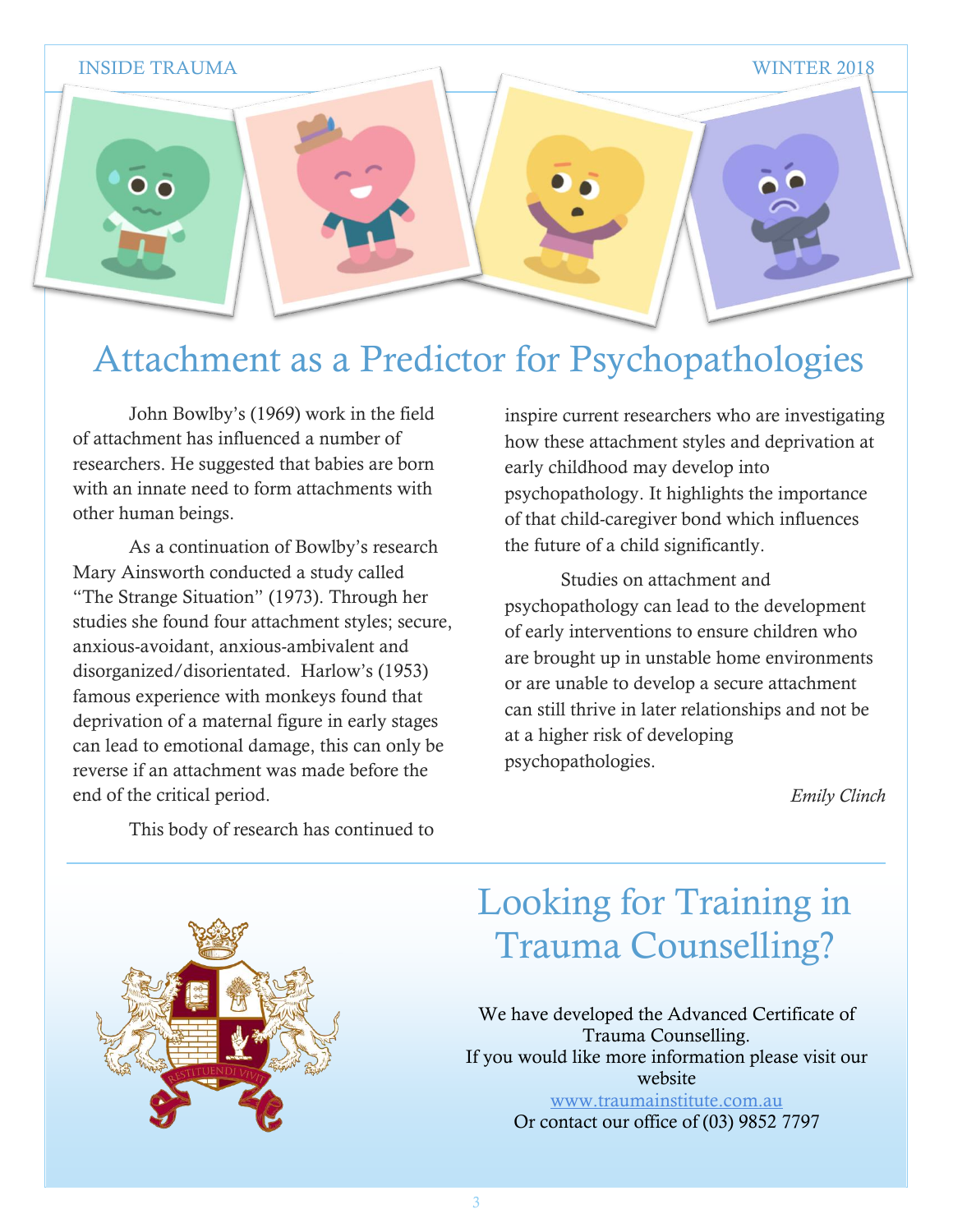# Attachment as a Predictor for Psychopathologies

John Bowlby's (1969) work in the field of attachment has influenced a number of researchers. He suggested that babies are born with an innate need to form attachments with other human beings.

As a continuation of Bowlby's research Mary Ainsworth conducted a study called "The Strange Situation" (1973). Through her studies she found four attachment styles; secure, anxious-avoidant, anxious-ambivalent and disorganized/disorientated. Harlow's (1953) famous experience with monkeys found that deprivation of a maternal figure in early stages can lead to emotional damage, this can only be reverse if an attachment was made before the end of the critical period.

This body of research has continued to inspire current researchers who are investigating how these attachment styles and deprivation at early childhood may develop into psychopathology. It highlights the importance of that child-caregiver bond which influences the future of a child significantly.

Studies on attachment and psychopathology can lead to the development of early interventions to ensure children who are brought up in unstable home environments or are unable to develop a secure attachment can still thrive in later relationships and not be at a higher risk of developing psychopathologies.

*Emily Clinch*

# Looking for Training in Trauma Counselling?

We have developed the Advanced Certificate of Trauma Counselling.
If you would like more information please visit our website
[www.traumainstitute.com.au](http://www.traumainstitute.com.au)
Or contact our office of (03) 9852 7797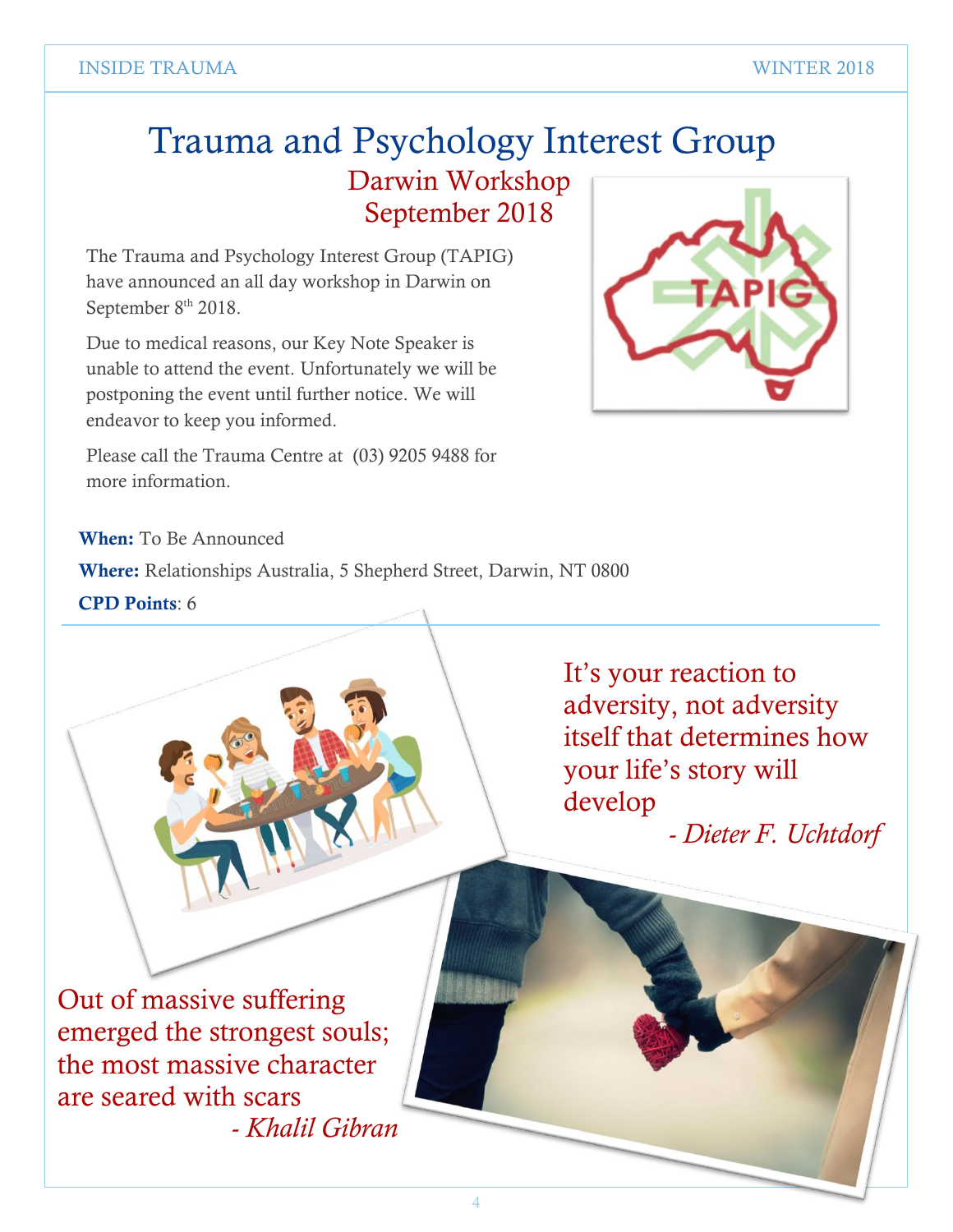# Trauma and Psychology Interest Group

## Darwin Workshop September 2018

The Trauma and Psychology Interest Group (TAPIG) have announced an all day workshop in Darwin on September 8th 2018.

Due to medical reasons, our Key Note Speaker is unable to attend the event. Unfortunately we will be postponing the event until further notice. We will endeavor to keep you informed.

Please call the Trauma Centre at (03) 9205 9488 for more information.

**When:** To Be Announced

**Where:** Relationships Australia, 5 Shepherd Street, Darwin, NT 0800

**CPD Points**: 6

---

It's your reaction to adversity, not adversity itself that determines how your life's story will develop

*- Dieter F. Uchtdorf*

Out of massive suffering emerged the strongest souls; the most massive character are seared with scars

*- Khalil Gibran*